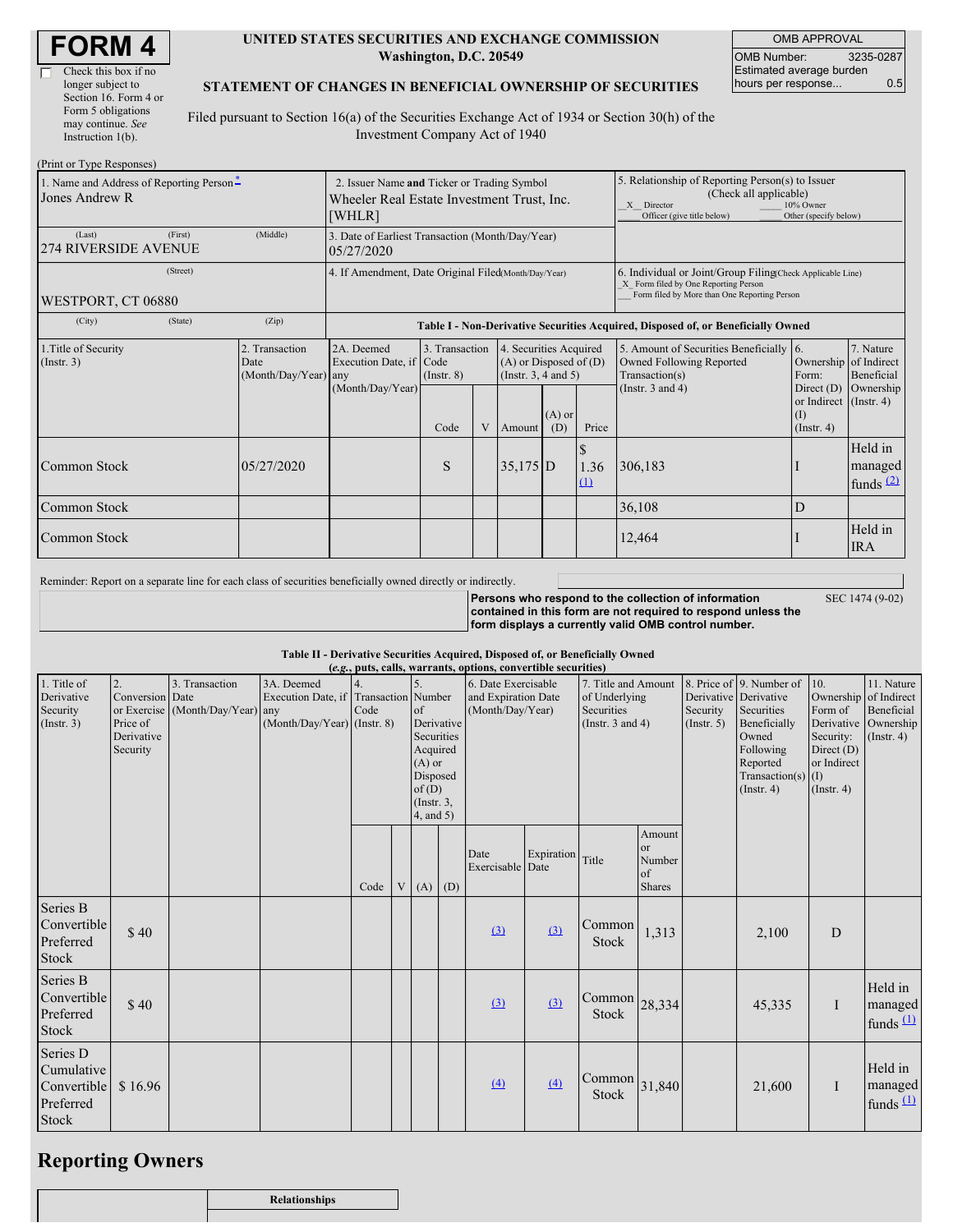# FORM 4

☐ Check this box if no longer subject to Section 16. Form 4 or Form 5 obligations may continue. *See* Instruction 1(b).

**UNITED STATES SECURITIES AND EXCHANGE COMMISSION**
**Washington, D.C. 20549**

**STATEMENT OF CHANGES IN BENEFICIAL OWNERSHIP OF SECURITIES**

Filed pursuant to Section 16(a) of the Securities Exchange Act of 1934 or Section 30(h) of the Investment Company Act of 1940

| OMB APPROVAL | |
|---|---|
| OMB Number: | 3235-0287 |
| Estimated average burden hours per response... | 0.5 |

(Print or Type Responses)

| 1. Name and Address of Reporting Person * | 2. Issuer Name and Ticker or Trading Symbol | 5. Relationship of Reporting Person(s) to Issuer (Check all applicable) |
|---|---|---|
| Jones Andrew R | Wheeler Real Estate Investment Trust, Inc. [WHLR] | \_X\_ Director \_\_\_ 10% Owner \_\_\_ Officer (give title below) \_\_\_ Other (specify below) |
| (Last) (First) (Middle) 274 RIVERSIDE AVENUE | 3. Date of Earliest Transaction (Month/Day/Year) 05/27/2020 | |
| (Street) WESTPORT, CT 06880 | 4. If Amendment, Date Original Filed (Month/Day/Year) | 6. Individual or Joint/Group Filing (Check Applicable Line) \_X\_ Form filed by One Reporting Person \_\_\_ Form filed by More than One Reporting Person |
| (City) (State) (Zip) | | |

**Table I - Non-Derivative Securities Acquired, Disposed of, or Beneficially Owned**

| 1.Title of Security (Instr. 3) | 2. Transaction Date (Month/Day/Year) | 2A. Deemed Execution Date, if any (Month/Day/Year) | 3. Transaction Code (Instr. 8) Code | V | 4. Securities Acquired (A) or Disposed of (D) (Instr. 3, 4 and 5) Amount | (A) or (D) | Price | 5. Amount of Securities Beneficially Owned Following Reported Transaction(s) (Instr. 3 and 4) | 6. Ownership Form: Direct (D) or Indirect (I) (Instr. 4) | 7. Nature of Indirect Beneficial Ownership (Instr. 4) |
|---|---|---|---|---|---|---|---|---|---|---|
| Common Stock | 05/27/2020 | | S | | 35,175 | D | $ 1.36 [(1)] | 306,183 | I | Held in managed funds [(2)] |
| Common Stock | | | | | | | | 36,108 | D | |
| Common Stock | | | | | | | | 12,464 | I | Held in IRA |

Reminder: Report on a separate line for each class of securities beneficially owned directly or indirectly.

**Persons who respond to the collection of information contained in this form are not required to respond unless the form displays a currently valid OMB control number.** SEC 1474 (9-02)

**Table II - Derivative Securities Acquired, Disposed of, or Beneficially Owned**
**(*e.g.*, puts, calls, warrants, options, convertible securities)**

| 1. Title of Derivative Security (Instr. 3) | 2. Conversion or Exercise Price of Derivative Security | 3. Transaction Date (Month/Day/Year) | 3A. Deemed Execution Date, if any (Month/Day/Year) | 4. Transaction Code (Instr. 8) Code | V | 5. Number of Derivative Securities Acquired (A) or Disposed of (D) (Instr. 3, 4, and 5) (A) | (D) | 6. Date Exercisable and Expiration Date (Month/Day/Year) Date Exercisable | Expiration Date | 7. Title and Amount of Underlying Securities (Instr. 3 and 4) Title | Amount or Number of Shares | 8. Price of Derivative Security (Instr. 5) | 9. Number of Derivative Securities Beneficially Owned Following Reported Transaction(s) (Instr. 4) | 10. Ownership Form of Derivative Security: Direct (D) or Indirect (I) (Instr. 4) | 11. Nature of Indirect Beneficial Ownership (Instr. 4) |
|---|---|---|---|---|---|---|---|---|---|---|---|---|---|---|---|
| Series B Convertible Preferred Stock | $ 40 | | | | | | | [(3)] | [(3)] | Common Stock | 1,313 | | 2,100 | D | |
| Series B Convertible Preferred Stock | $ 40 | | | | | | | [(3)] | [(3)] | Common Stock | 28,334 | | 45,335 | I | Held in managed funds [(1)] |
| Series D Cumulative Convertible Preferred Stock | $ 16.96 | | | | | | | [(4)] | [(4)] | Common Stock | 31,840 | | 21,600 | I | Held in managed funds [(1)] |

## Reporting Owners

| | Relationships |
|---|---|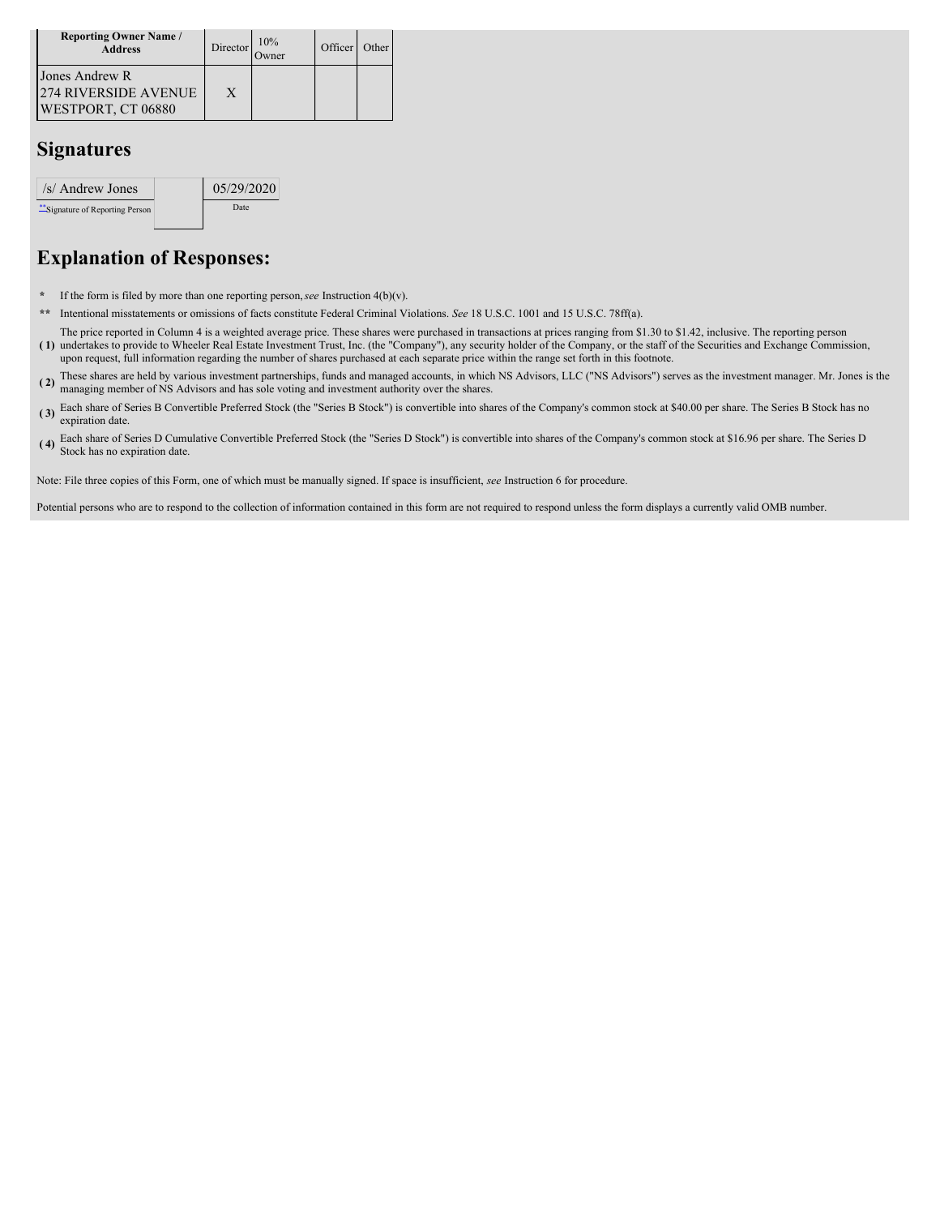| Reporting Owner Name / Address | Director | 10% Owner | Officer | Other |
| --- | --- | --- | --- | --- |
| Jones Andrew R<br>274 RIVERSIDE AVENUE<br>WESTPORT, CT 06880 | X | | | |

## Signatures

| /s/ Andrew Jones | | 05/29/2020 |
| --- | --- | --- |
| **Signature of Reporting Person | | Date |

## Explanation of Responses:

- \* If the form is filed by more than one reporting person, *see* Instruction 4(b)(v).
- ** Intentional misstatements or omissions of facts constitute Federal Criminal Violations. *See* 18 U.S.C. 1001 and 15 U.S.C. 78ff(a).
- ( 1) The price reported in Column 4 is a weighted average price. These shares were purchased in transactions at prices ranging from $1.30 to $1.42, inclusive. The reporting person undertakes to provide to Wheeler Real Estate Investment Trust, Inc. (the "Company"), any security holder of the Company, or the staff of the Securities and Exchange Commission, upon request, full information regarding the number of shares purchased at each separate price within the range set forth in this footnote.
- ( 2) These shares are held by various investment partnerships, funds and managed accounts, in which NS Advisors, LLC ("NS Advisors") serves as the investment manager. Mr. Jones is the managing member of NS Advisors and has sole voting and investment authority over the shares.
- ( 3) Each share of Series B Convertible Preferred Stock (the "Series B Stock") is convertible into shares of the Company's common stock at $40.00 per share. The Series B Stock has no expiration date.
- ( 4) Each share of Series D Cumulative Convertible Preferred Stock (the "Series D Stock") is convertible into shares of the Company's common stock at $16.96 per share. The Series D Stock has no expiration date.

Note: File three copies of this Form, one of which must be manually signed. If space is insufficient, *see* Instruction 6 for procedure.

Potential persons who are to respond to the collection of information contained in this form are not required to respond unless the form displays a currently valid OMB number.